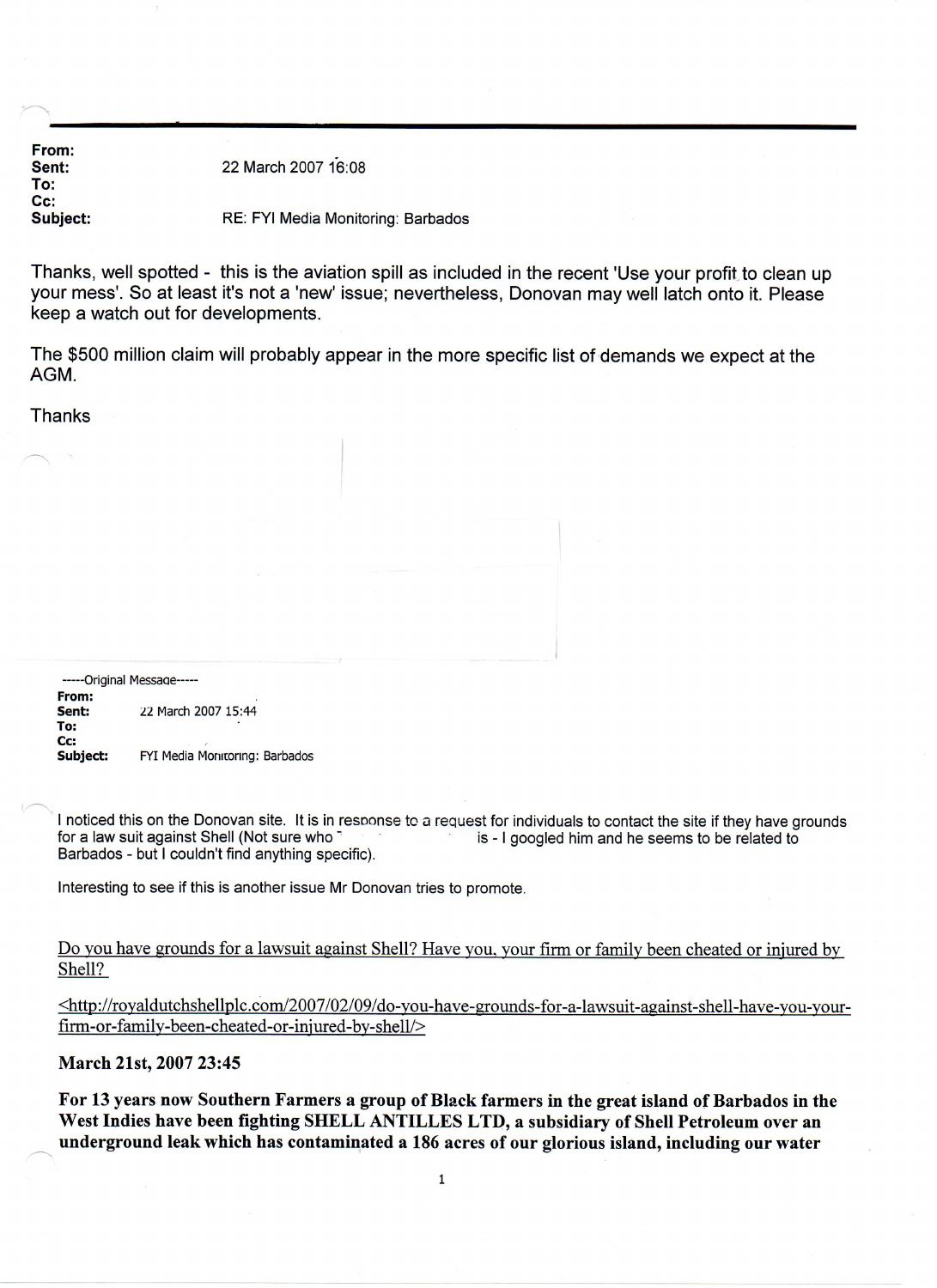**From:**
**Sent:** 22 March 2007 16:08
**To:**
**Cc:**
**Subject:** RE: FYI Media Monitoring: Barbados

Thanks, well spotted - this is the aviation spill as included in the recent 'Use your profit to clean up your mess'. So at least it's not a 'new' issue; nevertheless, Donovan may well latch onto it. Please keep a watch out for developments.

The $500 million claim will probably appear in the more specific list of demands we expect at the AGM.

Thanks

-----Original Message-----
**From:**
**Sent:** 22 March 2007 15:44
**To:**
**Cc:**
**Subject:** FYI Media Monitoring: Barbados

I noticed this on the Donovan site. It is in response to a request for individuals to contact the site if they have grounds for a law suit against Shell (Not sure who is - I googled him and he seems to be related to Barbados - but I couldn't find anything specific).

Interesting to see if this is another issue Mr Donovan tries to promote.

Do you have grounds for a lawsuit against Shell? Have you, your firm or family been cheated or injured by Shell?

<http://royaldutchshellplc.com/2007/02/09/do-you-have-grounds-for-a-lawsuit-against-shell-have-you-your-firm-or-family-been-cheated-or-injured-by-shell/>

**March 21st, 2007 23:45**

**For 13 years now Southern Farmers a group of Black farmers in the great island of Barbados in the West Indies have been fighting SHELL ANTILLES LTD, a subsidiary of Shell Petroleum over an underground leak which has contaminated a 186 acres of our glorious island, including our water**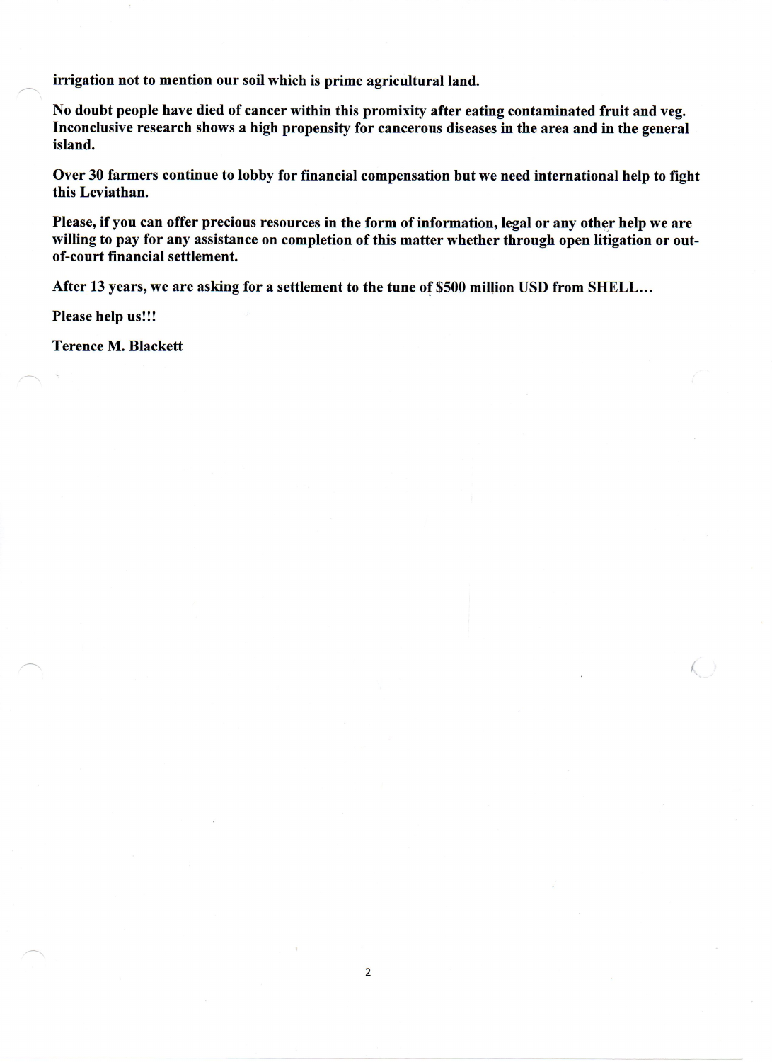**irrigation not to mention our soil which is prime agricultural land.**

**No doubt people have died of cancer within this promixity after eating contaminated fruit and veg. Inconclusive research shows a high propensity for cancerous diseases in the area and in the general island.**

**Over 30 farmers continue to lobby for financial compensation but we need international help to fight this Leviathan.**

**Please, if you can offer precious resources in the form of information, legal or any other help we are willing to pay for any assistance on completion of this matter whether through open litigation or out-of-court financial settlement.**

**After 13 years, we are asking for a settlement to the tune of $500 million USD from SHELL…**

**Please help us!!!**

**Terence M. Blackett**